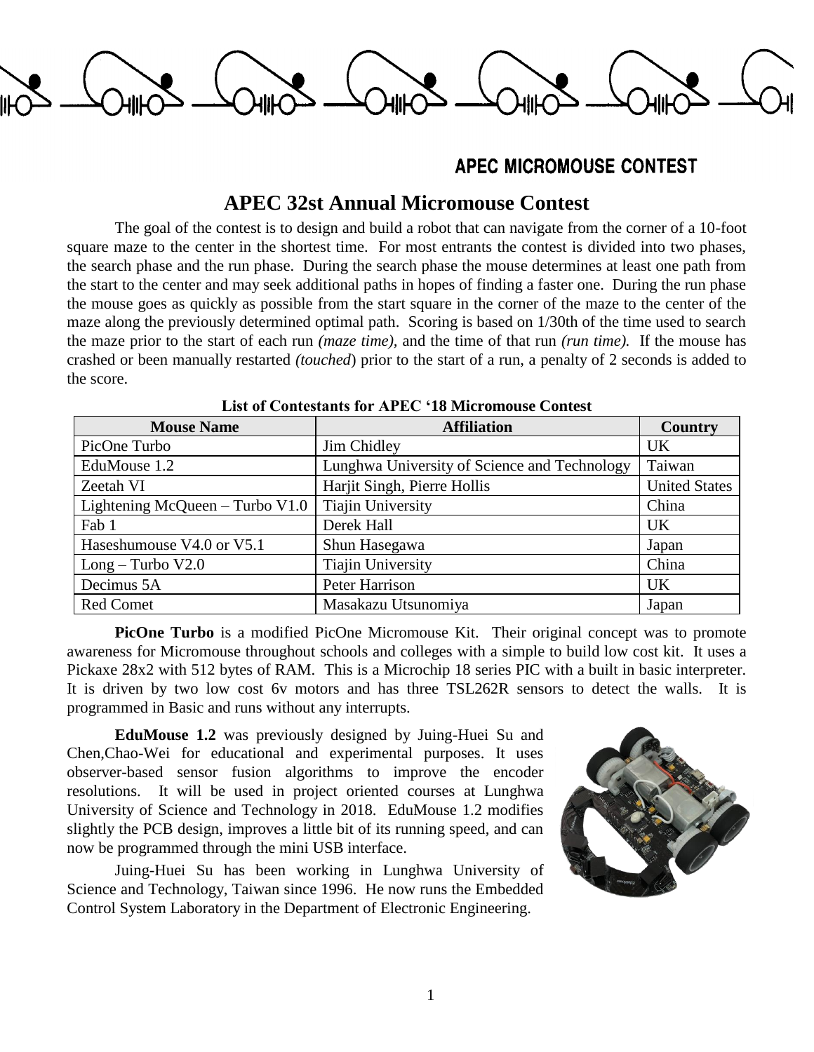APEC MICROMOUSE CONTEST

# APEC 32st Annual Micromouse Contest

The goal of the contest is to design and build a robot that can navigate from the corner of a 10-foot square maze to the center in the shortest time. For most entrants the contest is divided into two phases, the search phase and the run phase. During the search phase the mouse determines at least one path from the start to the center and may seek additional paths in hopes of finding a faster one. During the run phase the mouse goes as quickly as possible from the start square in the corner of the maze to the center of the maze along the previously determined optimal path. Scoring is based on 1/30th of the time used to search the maze prior to the start of each run *(maze time)*, and the time of that run *(run time).* If the mouse has crashed or been manually restarted *(touched*) prior to the start of a run, a penalty of 2 seconds is added to the score.

**List of Contestants for APEC '18 Micromouse Contest**

| Mouse Name | Affiliation | Country |
|---|---|---|
| PicOne Turbo | Jim Chidley | UK |
| EduMouse 1.2 | Lunghwa University of Science and Technology | Taiwan |
| Zeetah VI | Harjit Singh, Pierre Hollis | United States |
| Lightening McQueen – Turbo V1.0 | Tiajin University | China |
| Fab 1 | Derek Hall | UK |
| Haseshumouse V4.0 or V5.1 | Shun Hasegawa | Japan |
| Long – Turbo V2.0 | Tiajin University | China |
| Decimus 5A | Peter Harrison | UK |
| Red Comet | Masakazu Utsunomiya | Japan |

**PicOne Turbo** is a modified PicOne Micromouse Kit. Their original concept was to promote awareness for Micromouse throughout schools and colleges with a simple to build low cost kit. It uses a Pickaxe 28x2 with 512 bytes of RAM. This is a Microchip 18 series PIC with a built in basic interpreter. It is driven by two low cost 6v motors and has three TSL262R sensors to detect the walls. It is programmed in Basic and runs without any interrupts.

**EduMouse 1.2** was previously designed by Juing-Huei Su and Chen,Chao-Wei for educational and experimental purposes. It uses observer-based sensor fusion algorithms to improve the encoder resolutions. It will be used in project oriented courses at Lunghwa University of Science and Technology in 2018. EduMouse 1.2 modifies slightly the PCB design, improves a little bit of its running speed, and can now be programmed through the mini USB interface.

Juing-Huei Su has been working in Lunghwa University of Science and Technology, Taiwan since 1996. He now runs the Embedded Control System Laboratory in the Department of Electronic Engineering.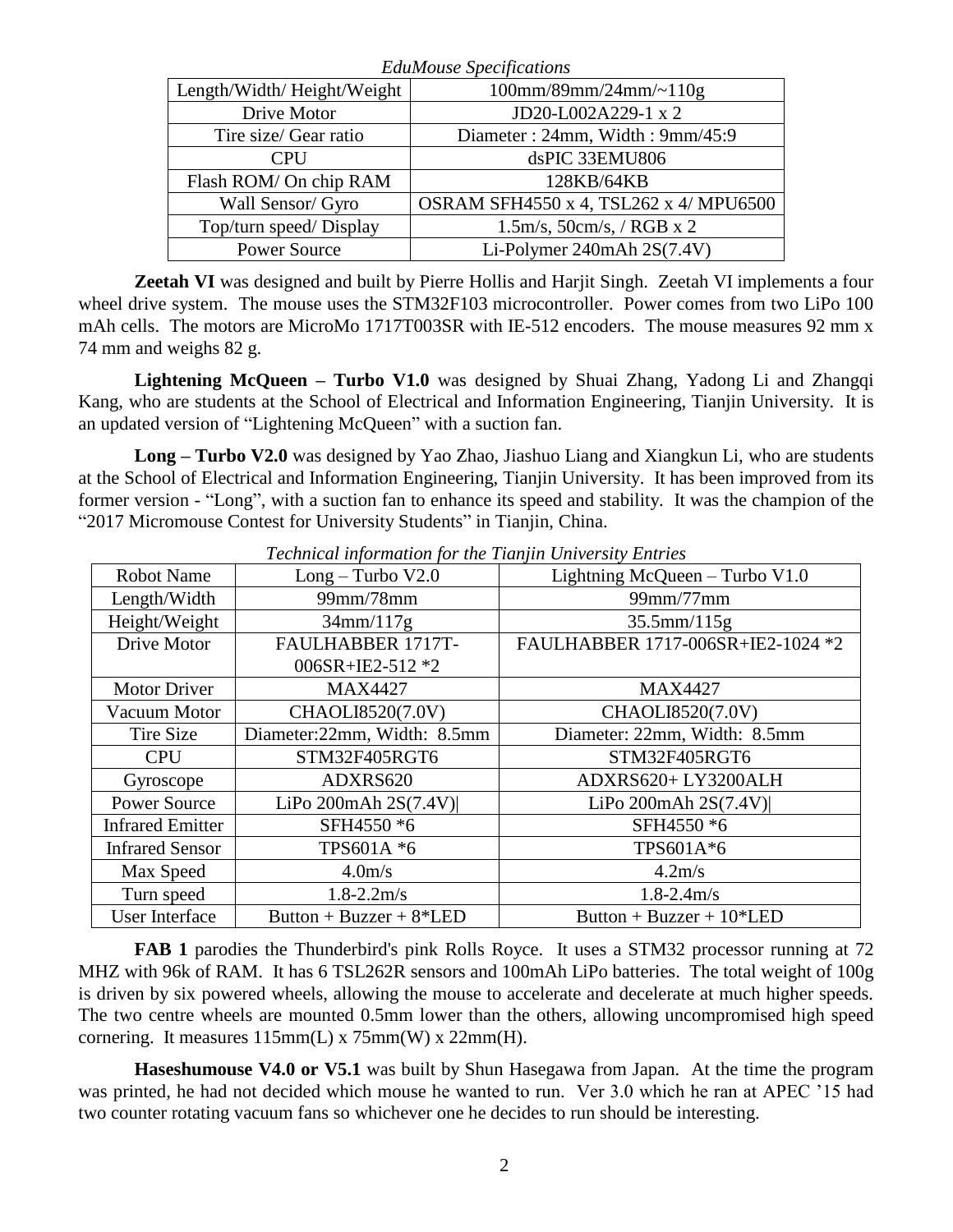*EduMouse Specifications*

| Length/Width/ Height/Weight | 100mm/89mm/24mm/~110g |
|---|---|
| Drive Motor | JD20-L002A229-1 x 2 |
| Tire size/ Gear ratio | Diameter : 24mm, Width : 9mm/45:9 |
| CPU | dsPIC 33EMU806 |
| Flash ROM/ On chip RAM | 128KB/64KB |
| Wall Sensor/ Gyro | OSRAM SFH4550 x 4, TSL262 x 4/ MPU6500 |
| Top/turn speed/ Display | 1.5m/s, 50cm/s, / RGB x 2 |
| Power Source | Li-Polymer 240mAh 2S(7.4V) |

**Zeetah VI** was designed and built by Pierre Hollis and Harjit Singh. Zeetah VI implements a four wheel drive system. The mouse uses the STM32F103 microcontroller. Power comes from two LiPo 100 mAh cells. The motors are MicroMo 1717T003SR with IE-512 encoders. The mouse measures 92 mm x 74 mm and weighs 82 g.

**Lightening McQueen – Turbo V1.0** was designed by Shuai Zhang, Yadong Li and Zhangqi Kang, who are students at the School of Electrical and Information Engineering, Tianjin University. It is an updated version of "Lightening McQueen" with a suction fan.

**Long – Turbo V2.0** was designed by Yao Zhao, Jiashuo Liang and Xiangkun Li, who are students at the School of Electrical and Information Engineering, Tianjin University. It has been improved from its former version - "Long", with a suction fan to enhance its speed and stability. It was the champion of the "2017 Micromouse Contest for University Students" in Tianjin, China.

*Technical information for the Tianjin University Entries*

| Robot Name | Long – Turbo V2.0 | Lightning McQueen – Turbo V1.0 |
|---|---|---|
| Length/Width | 99mm/78mm | 99mm/77mm |
| Height/Weight | 34mm/117g | 35.5mm/115g |
| Drive Motor | FAULHABBER 1717T-006SR+IE2-512 *2 | FAULHABBER 1717-006SR+IE2-1024 *2 |
| Motor Driver | MAX4427 | MAX4427 |
| Vacuum Motor | CHAOLI8520(7.0V) | CHAOLI8520(7.0V) |
| Tire Size | Diameter:22mm, Width: 8.5mm | Diameter: 22mm, Width: 8.5mm |
| CPU | STM32F405RGT6 | STM32F405RGT6 |
| Gyroscope | ADXRS620 | ADXRS620+ LY3200ALH |
| Power Source | LiPo 200mAh 2S(7.4V)\| | LiPo 200mAh 2S(7.4V)\| |
| Infrared Emitter | SFH4550 *6 | SFH4550 *6 |
| Infrared Sensor | TPS601A *6 | TPS601A*6 |
| Max Speed | 4.0m/s | 4.2m/s |
| Turn speed | 1.8-2.2m/s | 1.8-2.4m/s |
| User Interface | Button + Buzzer + 8*LED | Button + Buzzer + 10*LED |

**FAB 1** parodies the Thunderbird's pink Rolls Royce. It uses a STM32 processor running at 72 MHZ with 96k of RAM. It has 6 TSL262R sensors and 100mAh LiPo batteries. The total weight of 100g is driven by six powered wheels, allowing the mouse to accelerate and decelerate at much higher speeds. The two centre wheels are mounted 0.5mm lower than the others, allowing uncompromised high speed cornering. It measures 115mm(L) x 75mm(W) x 22mm(H).

**Haseshumouse V4.0 or V5.1** was built by Shun Hasegawa from Japan. At the time the program was printed, he had not decided which mouse he wanted to run. Ver 3.0 which he ran at APEC '15 had two counter rotating vacuum fans so whichever one he decides to run should be interesting.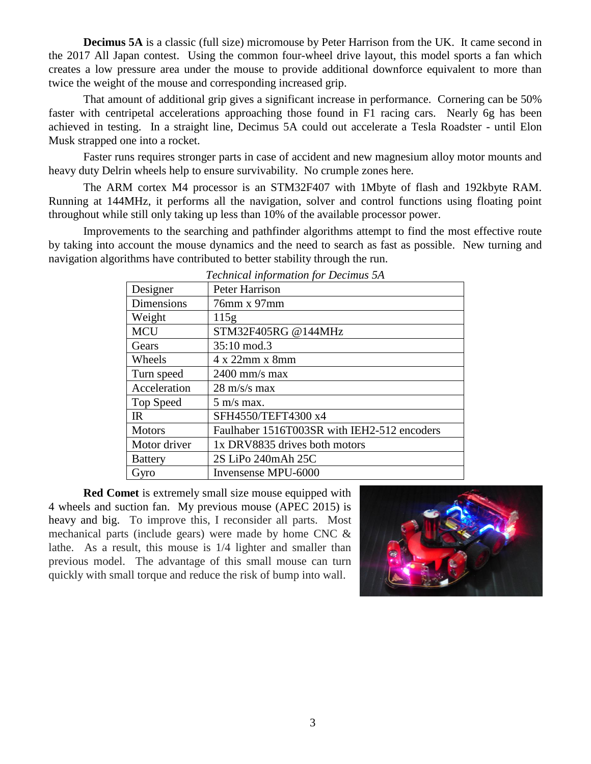**Decimus 5A** is a classic (full size) micromouse by Peter Harrison from the UK. It came second in the 2017 All Japan contest. Using the common four-wheel drive layout, this model sports a fan which creates a low pressure area under the mouse to provide additional downforce equivalent to more than twice the weight of the mouse and corresponding increased grip.

That amount of additional grip gives a significant increase in performance. Cornering can be 50% faster with centripetal accelerations approaching those found in F1 racing cars. Nearly 6g has been achieved in testing. In a straight line, Decimus 5A could out accelerate a Tesla Roadster - until Elon Musk strapped one into a rocket.

Faster runs requires stronger parts in case of accident and new magnesium alloy motor mounts and heavy duty Delrin wheels help to ensure survivability. No crumple zones here.

The ARM cortex M4 processor is an STM32F407 with 1Mbyte of flash and 192kbyte RAM. Running at 144MHz, it performs all the navigation, solver and control functions using floating point throughout while still only taking up less than 10% of the available processor power.

Improvements to the searching and pathfinder algorithms attempt to find the most effective route by taking into account the mouse dynamics and the need to search as fast as possible. New turning and navigation algorithms have contributed to better stability through the run.

*Technical information for Decimus 5A*

| | |
|---|---|
| Designer | Peter Harrison |
| Dimensions | 76mm x 97mm |
| Weight | 115g |
| MCU | STM32F405RG @144MHz |
| Gears | 35:10 mod.3 |
| Wheels | 4 x 22mm x 8mm |
| Turn speed | 2400 mm/s max |
| Acceleration | 28 m/s/s max |
| Top Speed | 5 m/s max. |
| IR | SFH4550/TEFT4300 x4 |
| Motors | Faulhaber 1516T003SR with IEH2-512 encoders |
| Motor driver | 1x DRV8835 drives both motors |
| Battery | 2S LiPo 240mAh 25C |
| Gyro | Invensense MPU-6000 |

**Red Comet** is extremely small size mouse equipped with 4 wheels and suction fan. My previous mouse (APEC 2015) is heavy and big. To improve this, I reconsider all parts. Most mechanical parts (include gears) were made by home CNC & lathe. As a result, this mouse is 1/4 lighter and smaller than previous model. The advantage of this small mouse can turn quickly with small torque and reduce the risk of bump into wall.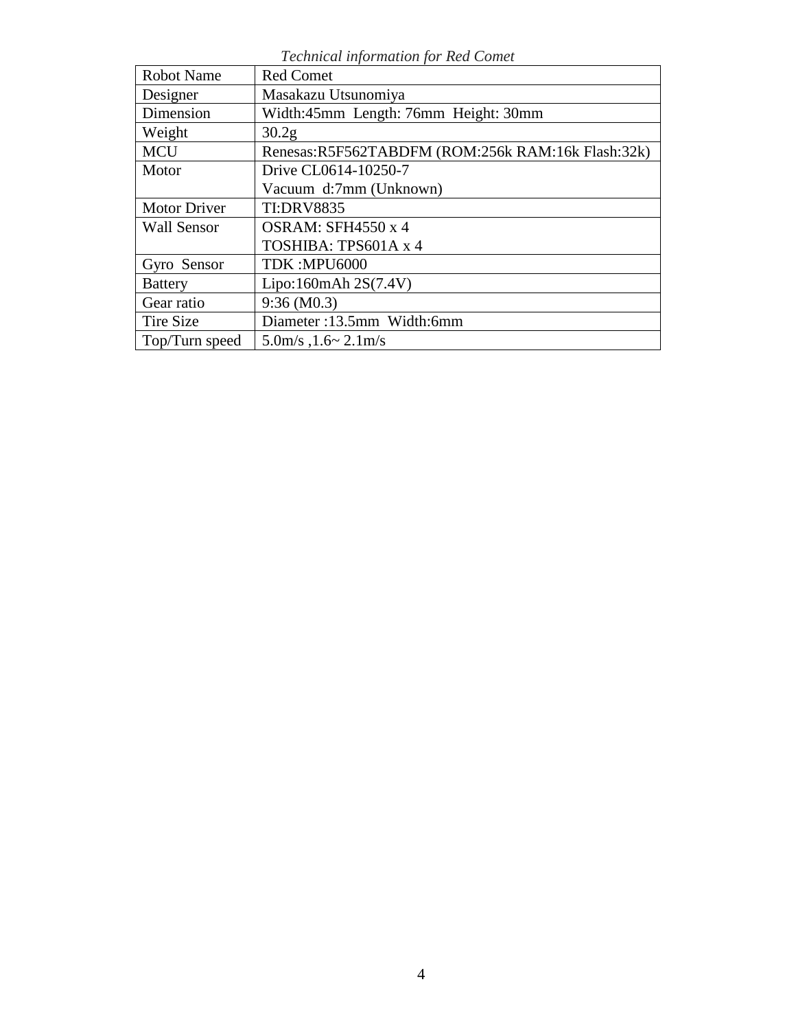*Technical information for Red Comet*

| | |
|---|---|
| Robot Name | Red Comet |
| Designer | Masakazu Utsunomiya |
| Dimension | Width:45mm Length: 76mm Height: 30mm |
| Weight | 30.2g |
| MCU | Renesas:R5F562TABDFM (ROM:256k RAM:16k Flash:32k) |
| Motor | Drive CL0614-10250-7<br>Vacuum d:7mm (Unknown) |
| Motor Driver | TI:DRV8835 |
| Wall Sensor | OSRAM: SFH4550 x 4<br>TOSHIBA: TPS601A x 4 |
| Gyro Sensor | TDK :MPU6000 |
| Battery | Lipo:160mAh 2S(7.4V) |
| Gear ratio | 9:36 (M0.3) |
| Tire Size | Diameter :13.5mm Width:6mm |
| Top/Turn speed | 5.0m/s ,1.6~ 2.1m/s |